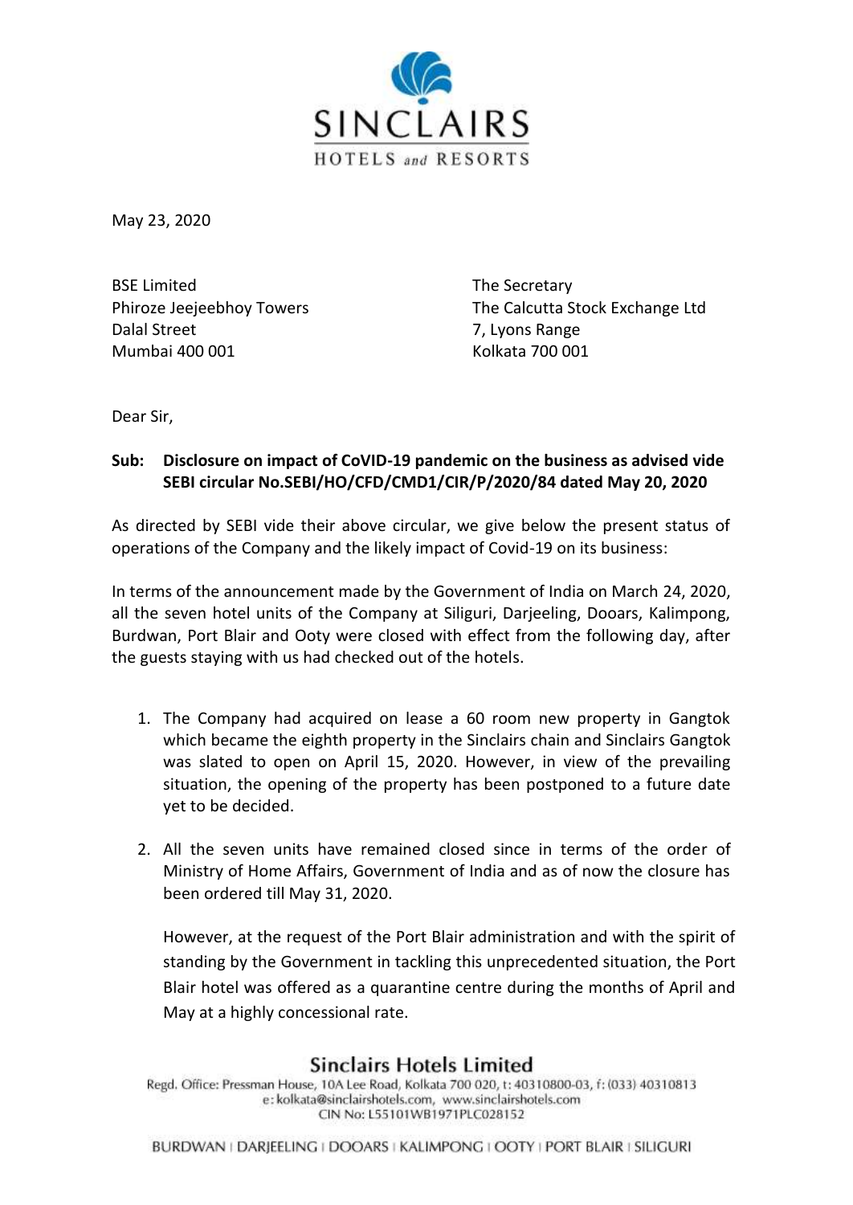May 23, 2020

BSE Limited
Phiroze Jeejeebhoy Towers
Dalal Street
Mumbai 400 001

The Secretary
The Calcutta Stock Exchange Ltd
7, Lyons Range
Kolkata 700 001

Dear Sir,

**Sub: Disclosure on impact of CoVID-19 pandemic on the business as advised vide SEBI circular No.SEBI/HO/CFD/CMD1/CIR/P/2020/84 dated May 20, 2020**

As directed by SEBI vide their above circular, we give below the present status of operations of the Company and the likely impact of Covid-19 on its business:

In terms of the announcement made by the Government of India on March 24, 2020, all the seven hotel units of the Company at Siliguri, Darjeeling, Dooars, Kalimpong, Burdwan, Port Blair and Ooty were closed with effect from the following day, after the guests staying with us had checked out of the hotels.

1. The Company had acquired on lease a 60 room new property in Gangtok which became the eighth property in the Sinclairs chain and Sinclairs Gangtok was slated to open on April 15, 2020. However, in view of the prevailing situation, the opening of the property has been postponed to a future date yet to be decided.

2. All the seven units have remained closed since in terms of the order of Ministry of Home Affairs, Government of India and as of now the closure has been ordered till May 31, 2020.

   However, at the request of the Port Blair administration and with the spirit of standing by the Government in tackling this unprecedented situation, the Port Blair hotel was offered as a quarantine centre during the months of April and May at a highly concessional rate.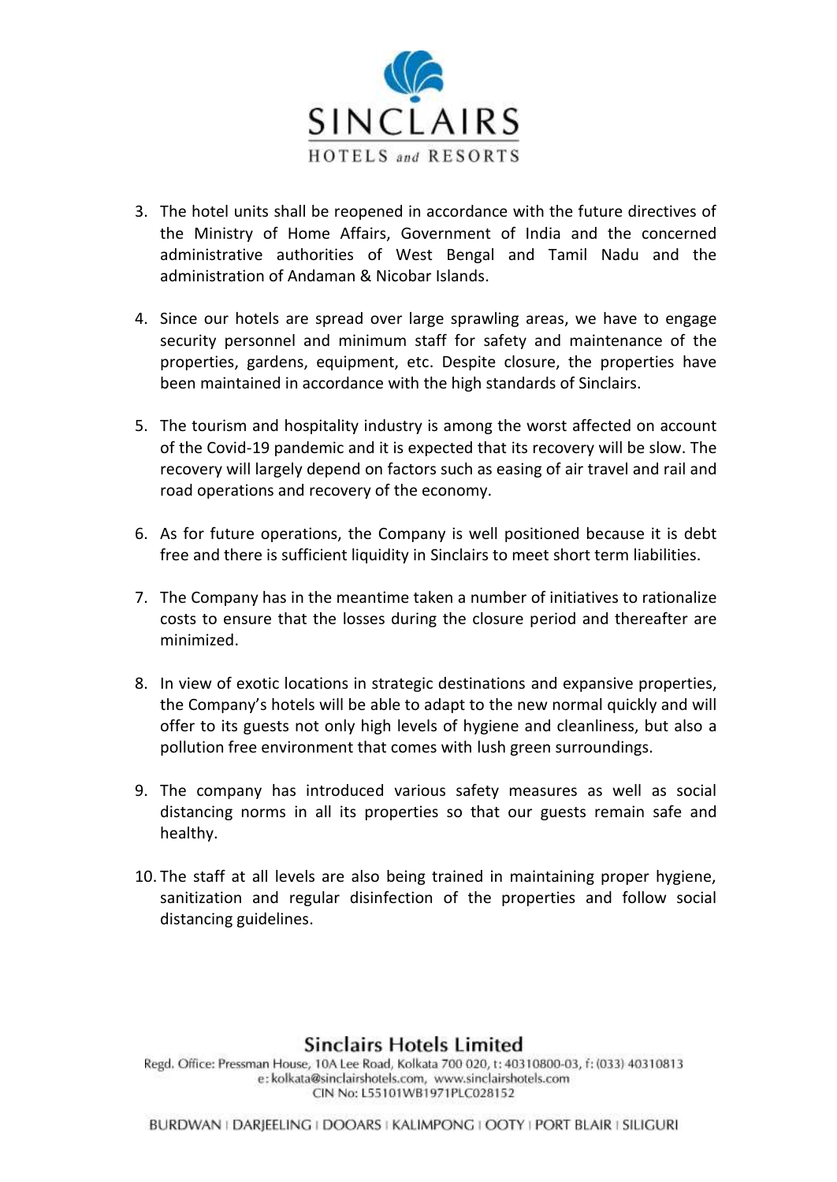3. The hotel units shall be reopened in accordance with the future directives of the Ministry of Home Affairs, Government of India and the concerned administrative authorities of West Bengal and Tamil Nadu and the administration of Andaman & Nicobar Islands.

4. Since our hotels are spread over large sprawling areas, we have to engage security personnel and minimum staff for safety and maintenance of the properties, gardens, equipment, etc. Despite closure, the properties have been maintained in accordance with the high standards of Sinclairs.

5. The tourism and hospitality industry is among the worst affected on account of the Covid-19 pandemic and it is expected that its recovery will be slow. The recovery will largely depend on factors such as easing of air travel and rail and road operations and recovery of the economy.

6. As for future operations, the Company is well positioned because it is debt free and there is sufficient liquidity in Sinclairs to meet short term liabilities.

7. The Company has in the meantime taken a number of initiatives to rationalize costs to ensure that the losses during the closure period and thereafter are minimized.

8. In view of exotic locations in strategic destinations and expansive properties, the Company's hotels will be able to adapt to the new normal quickly and will offer to its guests not only high levels of hygiene and cleanliness, but also a pollution free environment that comes with lush green surroundings.

9. The company has introduced various safety measures as well as social distancing norms in all its properties so that our guests remain safe and healthy.

10. The staff at all levels are also being trained in maintaining proper hygiene, sanitization and regular disinfection of the properties and follow social distancing guidelines.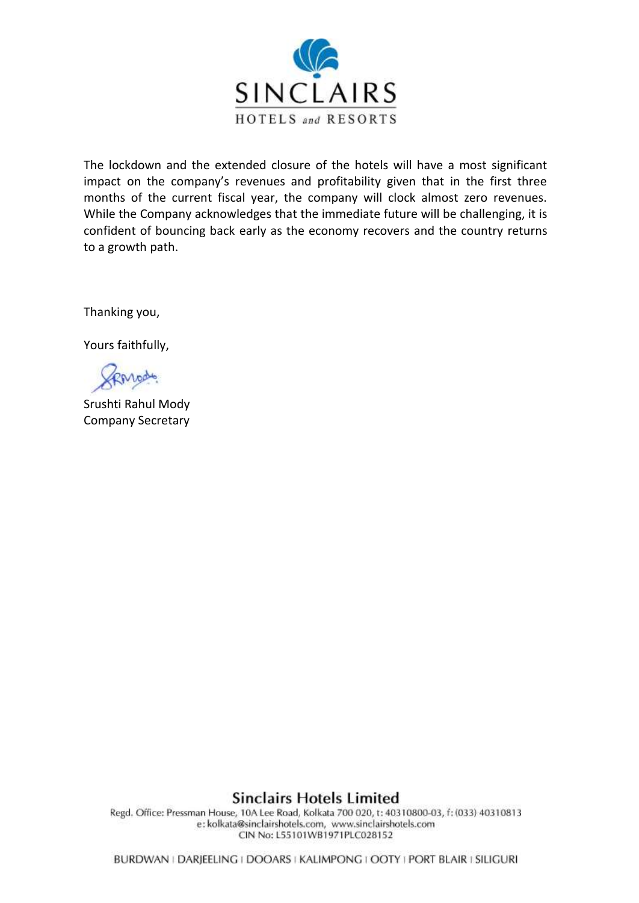The lockdown and the extended closure of the hotels will have a most significant impact on the company's revenues and profitability given that in the first three months of the current fiscal year, the company will clock almost zero revenues. While the Company acknowledges that the immediate future will be challenging, it is confident of bouncing back early as the economy recovers and the country returns to a growth path.

Thanking you,

Yours faithfully,

Srushti Rahul Mody
Company Secretary